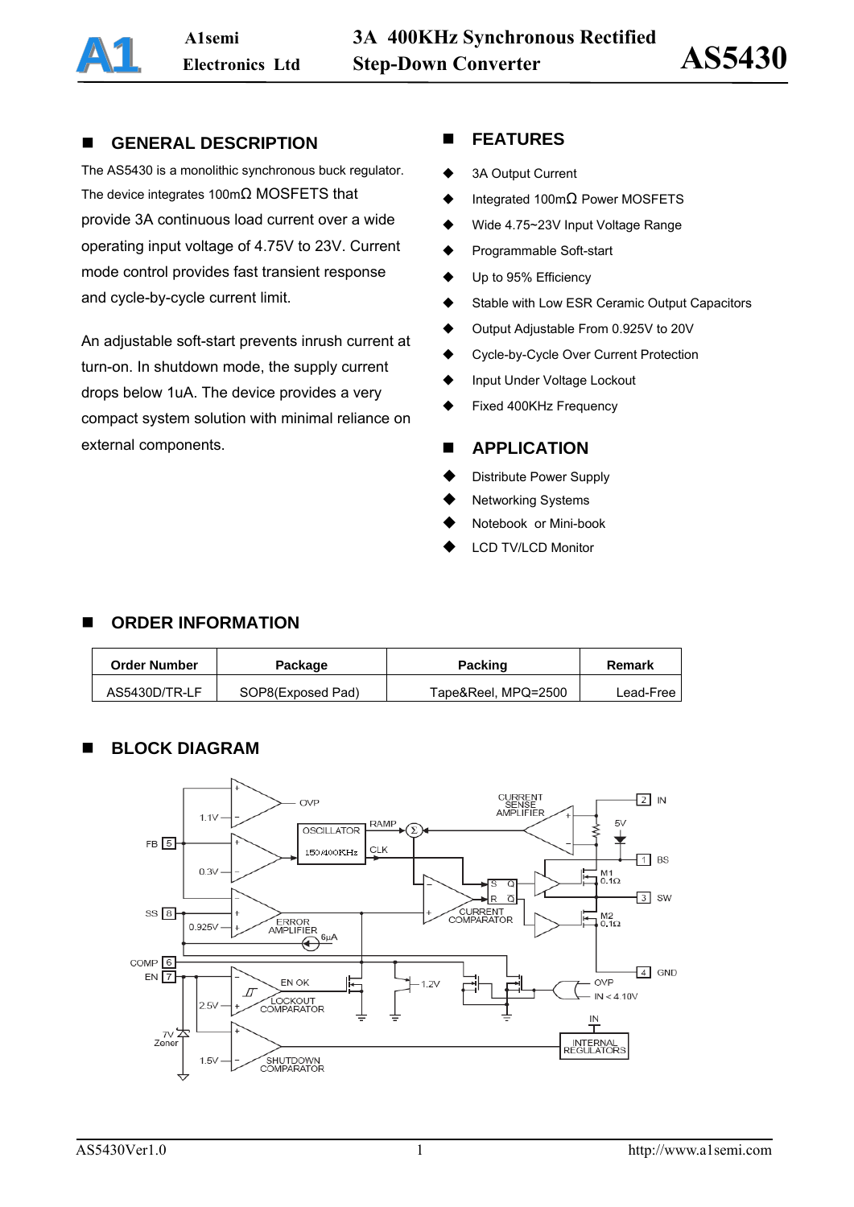# AS5430

**3A 400KHz Synchronous Rectified Step-Down Converter**

## GENERAL DESCRIPTION

The AS5430 is a monolithic synchronous buck regulator. The device integrates 100mΩ MOSFETS that provide 3A continuous load current over a wide operating input voltage of 4.75V to 23V. Current mode control provides fast transient response and cycle-by-cycle current limit.

An adjustable soft-start prevents inrush current at turn-on. In shutdown mode, the supply current drops below 1uA. The device provides a very compact system solution with minimal reliance on external components.

## FEATURES

- 3A Output Current
- Integrated 100mΩ Power MOSFETS
- Wide 4.75~23V Input Voltage Range
- Programmable Soft-start
- Up to 95% Efficiency
- Stable with Low ESR Ceramic Output Capacitors
- Output Adjustable From 0.925V to 20V
- Cycle-by-Cycle Over Current Protection
- Input Under Voltage Lockout
- Fixed 400KHz Frequency

## APPLICATION

- Distribute Power Supply
- Networking Systems
- Notebook or Mini-book
- LCD TV/LCD Monitor

## ORDER INFORMATION

| Order Number | Package | Packing | Remark |
| --- | --- | --- | --- |
| AS5430D/TR-LF | SOP8(Exposed Pad) | Tape&Reel, MPQ=2500 | Lead-Free |

## BLOCK DIAGRAM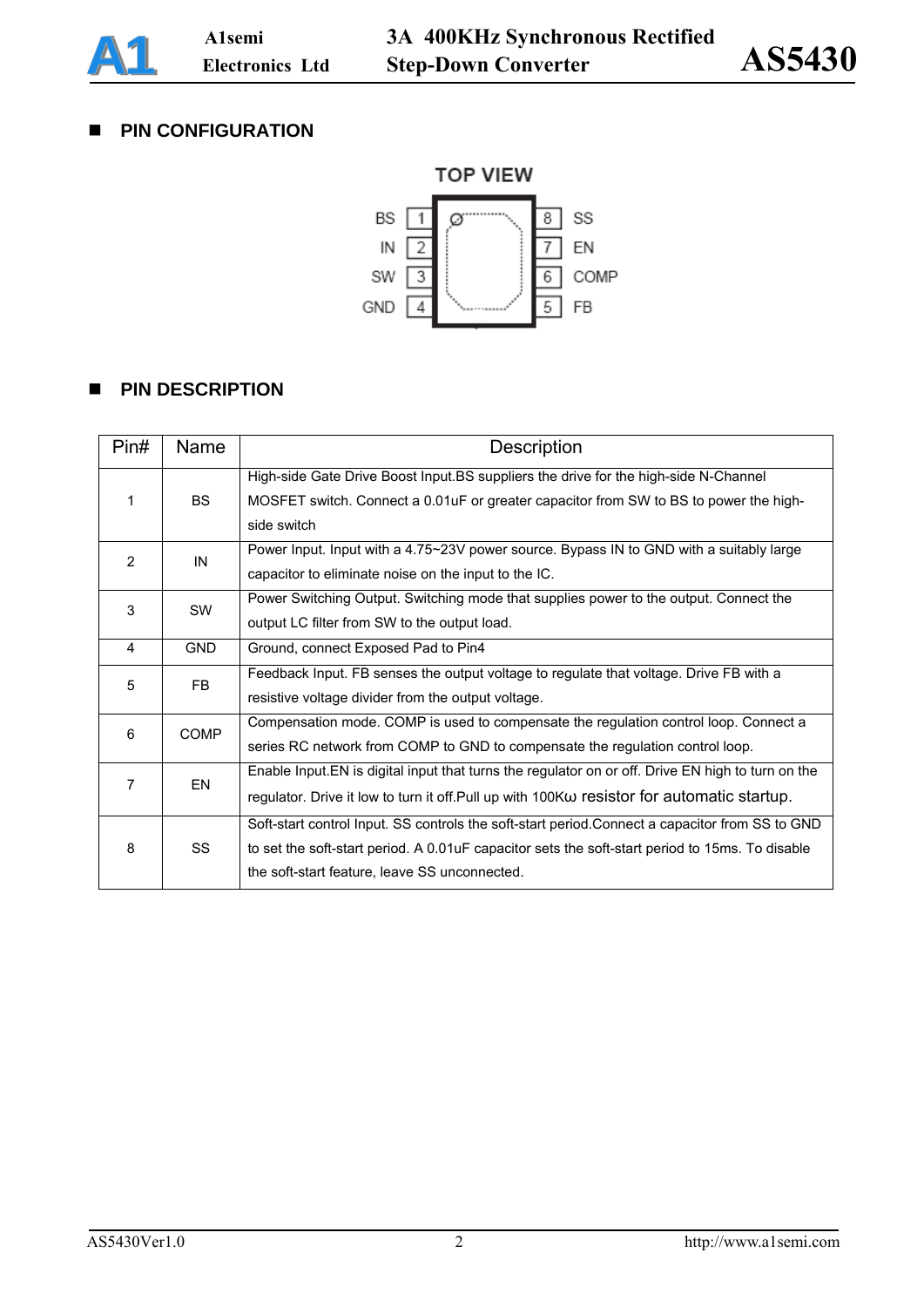## PIN CONFIGURATION

TOP VIEW

| Pin | Name | | Pin | Name |
|---|---|---|---|---|
| 1 | BS | | 8 | SS |
| 2 | IN | | 7 | EN |
| 3 | SW | | 6 | COMP |
| 4 | GND | | 5 | FB |

## PIN DESCRIPTION

| Pin# | Name | Description |
|---|---|---|
| 1 | BS | High-side Gate Drive Boost Input.BS suppliers the drive for the high-side N-Channel MOSFET switch. Connect a 0.01uF or greater capacitor from SW to BS to power the high-side switch |
| 2 | IN | Power Input. Input with a 4.75~23V power source. Bypass IN to GND with a suitably large capacitor to eliminate noise on the input to the IC. |
| 3 | SW | Power Switching Output. Switching mode that supplies power to the output. Connect the output LC filter from SW to the output load. |
| 4 | GND | Ground, connect Exposed Pad to Pin4 |
| 5 | FB | Feedback Input. FB senses the output voltage to regulate that voltage. Drive FB with a resistive voltage divider from the output voltage. |
| 6 | COMP | Compensation mode. COMP is used to compensate the regulation control loop. Connect a series RC network from COMP to GND to compensate the regulation control loop. |
| 7 | EN | Enable Input.EN is digital input that turns the regulator on or off. Drive EN high to turn on the regulator. Drive it low to turn it off.Pull up with 100Kω resistor for automatic startup. |
| 8 | SS | Soft-start control Input. SS controls the soft-start period.Connect a capacitor from SS to GND to set the soft-start period. A 0.01uF capacitor sets the soft-start period to 15ms. To disable the soft-start feature, leave SS unconnected. |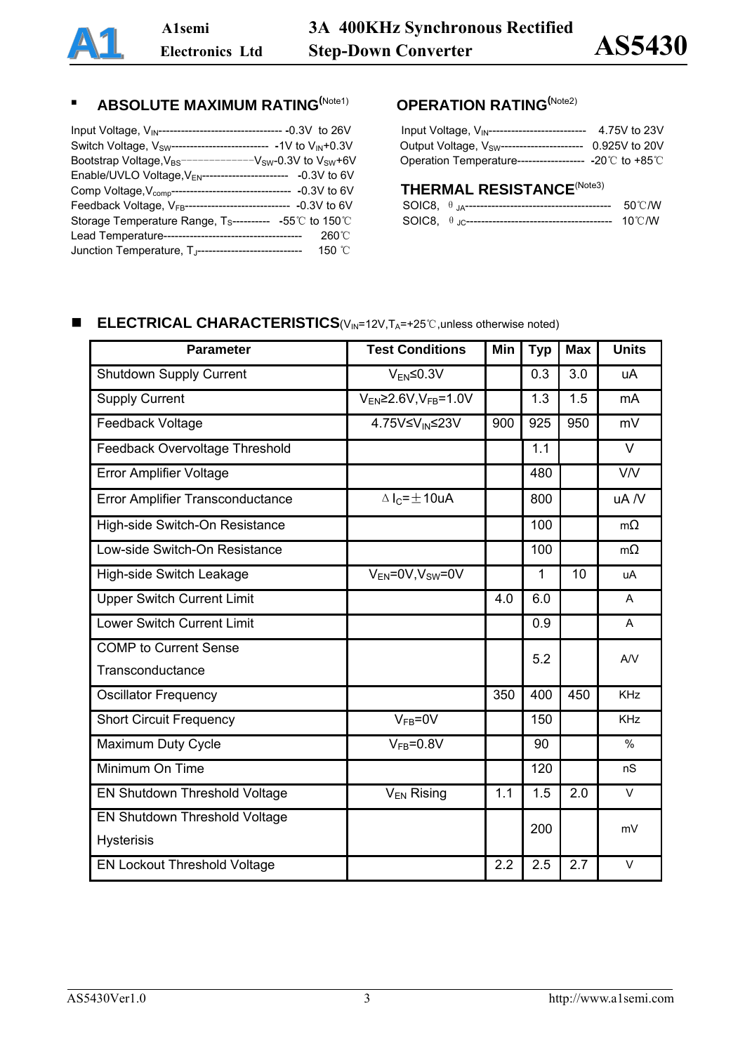## ABSOLUTE MAXIMUM RATING(Note1)

Input Voltage, $V_{IN}$---------------------------------- -0.3V to 26V
Switch Voltage, $V_{SW}$-------------------------- -1V to $V_{IN}$+0.3V
Bootstrap Voltage, $V_{BS}$------------ $V_{SW}$-0.3V to $V_{SW}$+6V
Enable/UVLO Voltage, $V_{EN}$----------------------- -0.3V to 6V
Comp Voltage, $V_{comp}$------------------------------- -0.3V to 6V
Feedback Voltage, $V_{FB}$---------------------------- -0.3V to 6V
Storage Temperature Range, $T_S$---------- -55℃ to 150℃
Lead Temperature------------------------------------- 260℃
Junction Temperature, $T_J$---------------------------- 150 ℃

## OPERATION RATING(Note2)

Input Voltage, $V_{IN}$-------------------------- 4.75V to 23V
Output Voltage, $V_{SW}$---------------------- 0.925V to 20V
Operation Temperature------------------ -20℃ to +85℃

## THERMAL RESISTANCE(Note3)

SOIC8, $\theta_{JA}$--------------------------------------- 50℃/W
SOIC8, $\theta_{JC}$--------------------------------------- 10℃/W

## ELECTRICAL CHARACTERISTICS($V_{IN}$=12V, $T_A$=+25℃, unless otherwise noted)

| Parameter | Test Conditions | Min | Typ | Max | Units |
|---|---|---|---|---|---|
| Shutdown Supply Current | $V_{EN}$≤0.3V | | 0.3 | 3.0 | uA |
| Supply Current | $V_{EN}$≥2.6V, $V_{FB}$=1.0V | | 1.3 | 1.5 | mA |
| Feedback Voltage | 4.75V≤$V_{IN}$≤23V | 900 | 925 | 950 | mV |
| Feedback Overvoltage Threshold | | | 1.1 | | V |
| Error Amplifier Voltage | | | 480 | | V/V |
| Error Amplifier Transconductance | $\Delta I_C=\pm 10$uA | | 800 | | uA /V |
| High-side Switch-On Resistance | | | 100 | | mΩ |
| Low-side Switch-On Resistance | | | 100 | | mΩ |
| High-side Switch Leakage | $V_{EN}$=0V, $V_{SW}$=0V | | 1 | 10 | uA |
| Upper Switch Current Limit | | 4.0 | 6.0 | | A |
| Lower Switch Current Limit | | | 0.9 | | A |
| COMP to Current Sense Transconductance | | | 5.2 | | A/V |
| Oscillator Frequency | | 350 | 400 | 450 | KHz |
| Short Circuit Frequency | $V_{FB}$=0V | | 150 | | KHz |
| Maximum Duty Cycle | $V_{FB}$=0.8V | | 90 | | % |
| Minimum On Time | | | 120 | | nS |
| EN Shutdown Threshold Voltage | $V_{EN}$ Rising | 1.1 | 1.5 | 2.0 | V |
| EN Shutdown Threshold Voltage Hysterisis | | | 200 | | mV |
| EN Lockout Threshold Voltage | | 2.2 | 2.5 | 2.7 | V |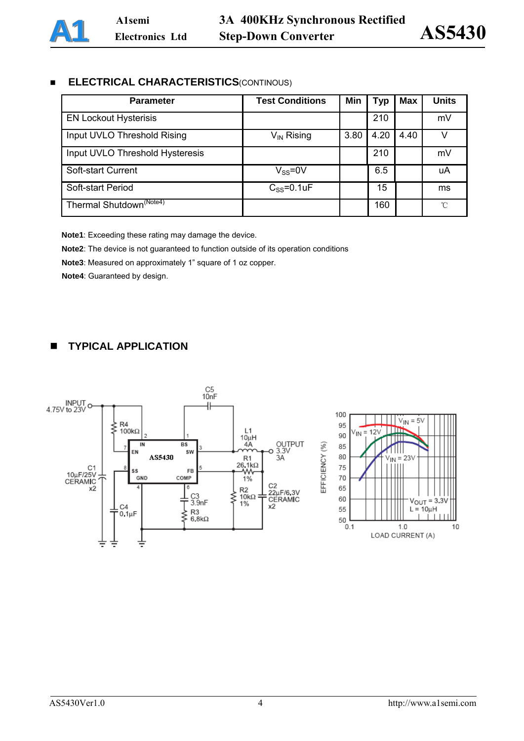## ELECTRICAL CHARACTERISTICS(CONTINOUS)

| Parameter | Test Conditions | Min | Typ | Max | Units |
|---|---|---|---|---|---|
| EN Lockout Hysterisis | | | 210 | | mV |
| Input UVLO Threshold Rising | $V_{IN}$ Rising | 3.80 | 4.20 | 4.40 | V |
| Input UVLO Threshold Hysteresis | | | 210 | | mV |
| Soft-start Current | $V_{SS}$=0V | | 6.5 | | uA |
| Soft-start Period | $C_{SS}$=0.1uF | | 15 | | ms |
| Thermal Shutdown(Note4) | | | 160 | | ℃ |

**Note1**: Exceeding these rating may damage the device.

**Note2**: The device is not guaranteed to function outside of its operation conditions

**Note3**: Measured on approximately 1" square of 1 oz copper.

**Note4**: Guaranteed by design.

## TYPICAL APPLICATION

INPUT 4.75V to 23V; R4 100kΩ; C1 10µF/25V CERAMIC x2; C4 0.1µF; C5 10nF; AS5430 (IN, EN, SS, GND, BS, SW, FB, COMP); L1 10µH 4A; OUTPUT 3.3V 3A; R1 26.1kΩ 1%; R2 10kΩ 1%; C2 22µF/6.3V CERAMIC x2; C3 3.9nF; R3 6.8kΩ

EFFICIENCY (%) vs LOAD CURRENT (A): $V_{IN}$ = 5V, $V_{IN}$ = 12V, $V_{IN}$ = 23V; $V_{OUT}$ = 3.3V, L = 10µH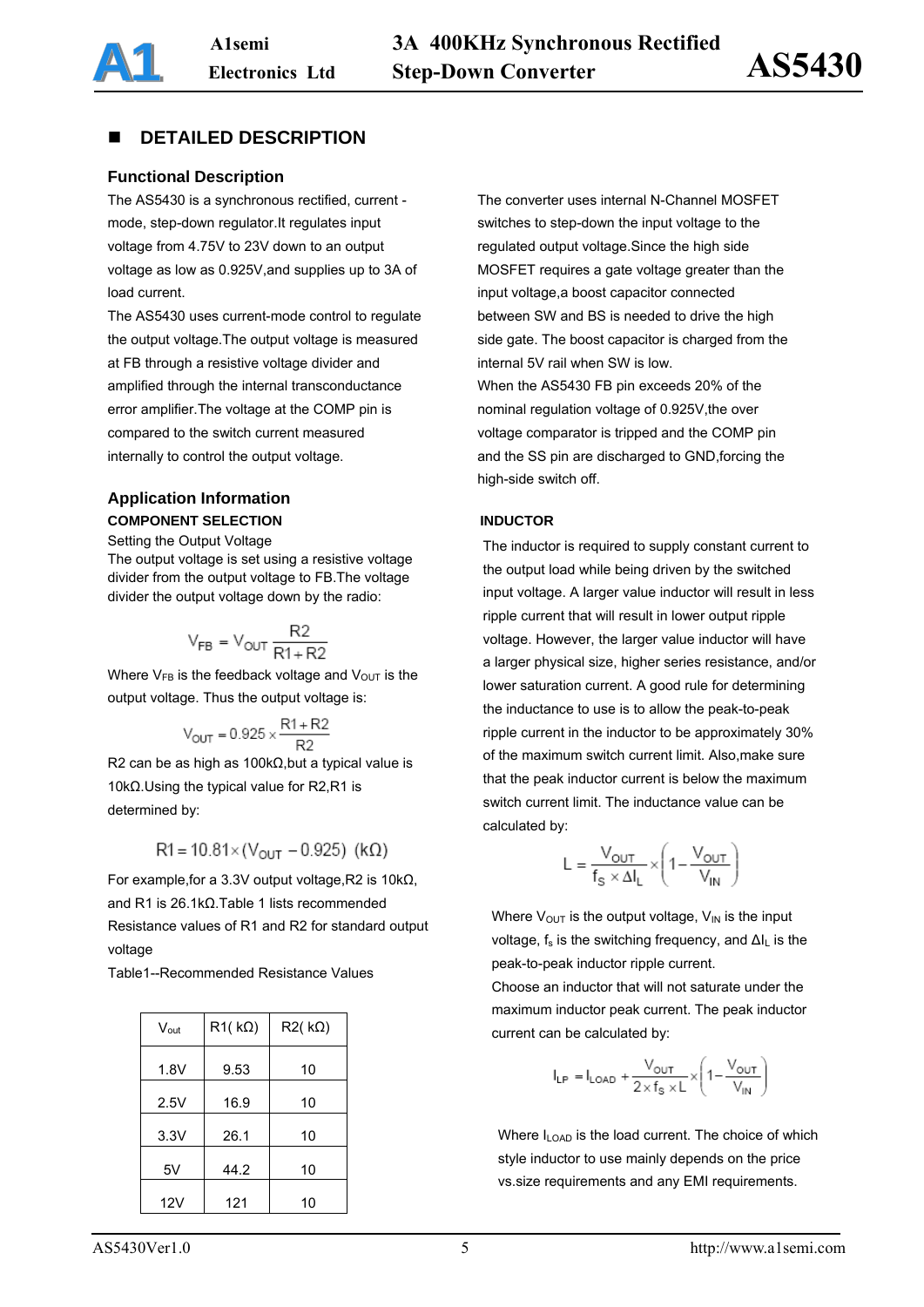## DETAILED DESCRIPTION

### Functional Description

The AS5430 is a synchronous rectified, current -mode, step-down regulator.It regulates input voltage from 4.75V to 23V down to an output voltage as low as 0.925V,and supplies up to 3A of load current.

The AS5430 uses current-mode control to regulate the output voltage.The output voltage is measured at FB through a resistive voltage divider and amplified through the internal transconductance error amplifier.The voltage at the COMP pin is compared to the switch current measured internally to control the output voltage.

The converter uses internal N-Channel MOSFET switches to step-down the input voltage to the regulated output voltage.Since the high side MOSFET requires a gate voltage greater than the input voltage,a boost capacitor connected between SW and BS is needed to drive the high side gate. The boost capacitor is charged from the internal 5V rail when SW is low.

When the AS5430 FB pin exceeds 20% of the nominal regulation voltage of 0.925V,the over voltage comparator is tripped and the COMP pin and the SS pin are discharged to GND,forcing the high-side switch off.

### Application Information

**COMPONENT SELECTION**

Setting the Output Voltage

The output voltage is set using a resistive voltage divider from the output voltage to FB.The voltage divider the output voltage down by the radio:

$$V_{FB} = V_{OUT}\frac{R2}{R1+R2}$$

Where $V_{FB}$ is the feedback voltage and $V_{OUT}$ is the output voltage. Thus the output voltage is:

$$V_{OUT} = 0.925 \times \frac{R1+R2}{R2}$$

R2 can be as high as 100kΩ,but a typical value is 10kΩ.Using the typical value for R2,R1 is determined by:

$$R1 = 10.81 \times (V_{OUT} - 0.925)\ \ (k\Omega)$$

For example,for a 3.3V output voltage,R2 is 10kΩ, and R1 is 26.1kΩ.Table 1 lists recommended Resistance values of R1 and R2 for standard output voltage

Table1--Recommended Resistance Values

| $V_{out}$ | R1( kΩ) | R2( kΩ) |
|---|---|---|
| 1.8V | 9.53 | 10 |
| 2.5V | 16.9 | 10 |
| 3.3V | 26.1 | 10 |
| 5V | 44.2 | 10 |
| 12V | 121 | 10 |

**INDUCTOR**

The inductor is required to supply constant current to the output load while being driven by the switched input voltage. A larger value inductor will result in less ripple current that will result in lower output ripple voltage. However, the larger value inductor will have a larger physical size, higher series resistance, and/or lower saturation current. A good rule for determining the inductance to use is to allow the peak-to-peak ripple current in the inductor to be approximately 30% of the maximum switch current limit. Also,make sure that the peak inductor current is below the maximum switch current limit. The inductance value can be calculated by:

$$L = \frac{V_{OUT}}{f_S \times \Delta I_L} \times \left(1 - \frac{V_{OUT}}{V_{IN}}\right)$$

Where $V_{OUT}$ is the output voltage, $V_{IN}$ is the input voltage, $f_s$ is the switching frequency, and $\Delta I_L$ is the peak-to-peak inductor ripple current.

Choose an inductor that will not saturate under the maximum inductor peak current. The peak inductor current can be calculated by:

$$I_{LP} = I_{LOAD} + \frac{V_{OUT}}{2 \times f_S \times L} \times \left(1 - \frac{V_{OUT}}{V_{IN}}\right)$$

Where $I_{LOAD}$ is the load current. The choice of which style inductor to use mainly depends on the price vs.size requirements and any EMI requirements.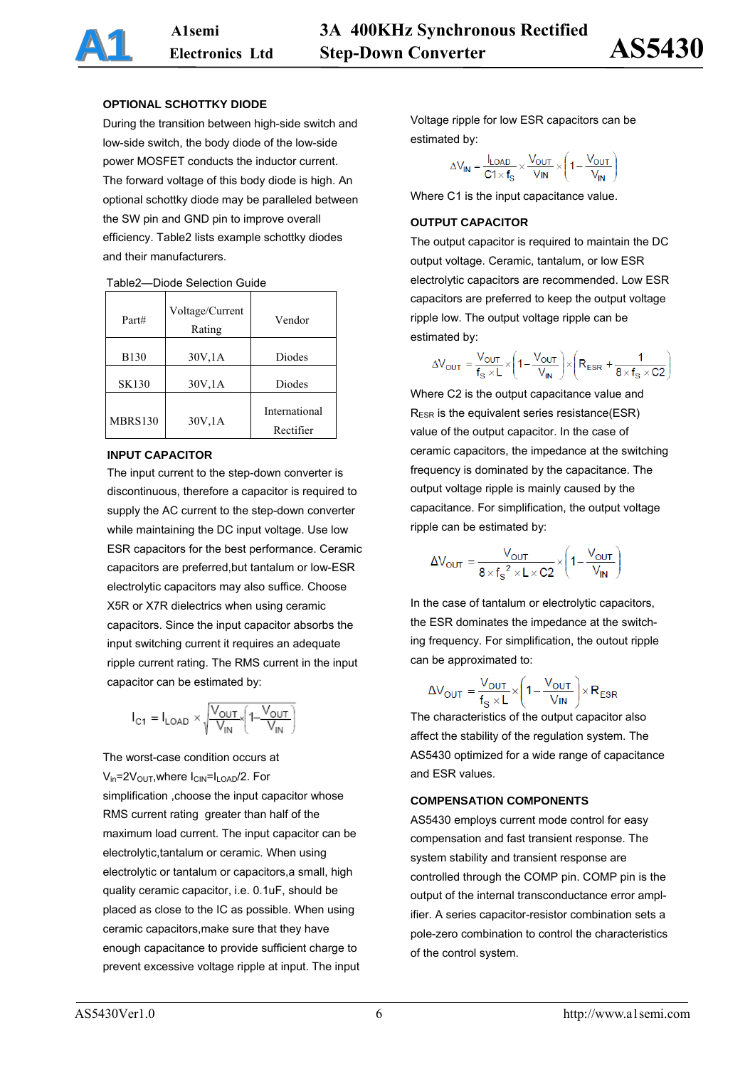## OPTIONAL SCHOTTKY DIODE

During the transition between high-side switch and low-side switch, the body diode of the low-side power MOSFET conducts the inductor current. The forward voltage of this body diode is high. An optional schottky diode may be paralleled between the SW pin and GND pin to improve overall efficiency. Table2 lists example schottky diodes and their manufacturers.

Table2—Diode Selection Guide

| Part# | Voltage/Current Rating | Vendor |
|---|---|---|
| B130 | 30V,1A | Diodes |
| SK130 | 30V,1A | Diodes |
| MBRS130 | 30V,1A | International Rectifier |

## INPUT CAPACITOR

The input current to the step-down converter is discontinuous, therefore a capacitor is required to supply the AC current to the step-down converter while maintaining the DC input voltage. Use low ESR capacitors for the best performance. Ceramic capacitors are preferred,but tantalum or low-ESR electrolytic capacitors may also suffice. Choose X5R or X7R dielectrics when using ceramic capacitors. Since the input capacitor absorbs the input switching current it requires an adequate ripple current rating. The RMS current in the input capacitor can be estimated by:

$$I_{C1} = I_{LOAD} \times \sqrt{\frac{V_{OUT}}{V_{IN}} \times \left(1 - \frac{V_{OUT}}{V_{IN}}\right)}$$

The worst-case condition occurs at $V_{in}=2V_{OUT}$,where $I_{CIN}=I_{LOAD}/2$. For simplification ,choose the input capacitor whose RMS current rating greater than half of the maximum load current. The input capacitor can be electrolytic,tantalum or ceramic. When using electrolytic or tantalum or capacitors,a small, high quality ceramic capacitor, i.e. 0.1uF, should be placed as close to the IC as possible. When using ceramic capacitors,make sure that they have enough capacitance to provide sufficient charge to prevent excessive voltage ripple at input. The input voltage ripple for low ESR capacitors can be estimated by:

$$\Delta V_{IN} = \frac{I_{LOAD}}{C1 \times f_S} \times \frac{V_{OUT}}{V_{IN}} \times \left(1 - \frac{V_{OUT}}{V_{IN}}\right)$$

Where C1 is the input capacitance value.

## OUTPUT CAPACITOR

The output capacitor is required to maintain the DC output voltage. Ceramic, tantalum, or low ESR electrolytic capacitors are recommended. Low ESR capacitors are preferred to keep the output voltage ripple low. The output voltage ripple can be estimated by:

$$\Delta V_{OUT} = \frac{V_{OUT}}{f_S \times L} \times \left(1 - \frac{V_{OUT}}{V_{IN}}\right) \times \left(R_{ESR} + \frac{1}{8 \times f_S \times C2}\right)$$

Where C2 is the output capacitance value and $R_{ESR}$ is the equivalent series resistance(ESR) value of the output capacitor. In the case of ceramic capacitors, the impedance at the switching frequency is dominated by the capacitance. The output voltage ripple is mainly caused by the capacitance. For simplification, the output voltage ripple can be estimated by:

$$\Delta V_{OUT} = \frac{V_{OUT}}{8 \times f_S^{2} \times L \times C2} \times \left(1 - \frac{V_{OUT}}{V_{IN}}\right)$$

In the case of tantalum or electrolytic capacitors, the ESR dominates the impedance at the switching frequency. For simplification, the outout ripple can be approximated to:

$$\Delta V_{OUT} = \frac{V_{OUT}}{f_S \times L} \times \left(1 - \frac{V_{OUT}}{V_{IN}}\right) \times R_{ESR}$$

The characteristics of the output capacitor also affect the stability of the regulation system. The AS5430 optimized for a wide range of capacitance and ESR values.

## COMPENSATION COMPONENTS

AS5430 employs current mode control for easy compensation and fast transient response. The system stability and transient response are controlled through the COMP pin. COMP pin is the output of the internal transconductance error amplifier. A series capacitor-resistor combination sets a pole-zero combination to control the characteristics of the control system.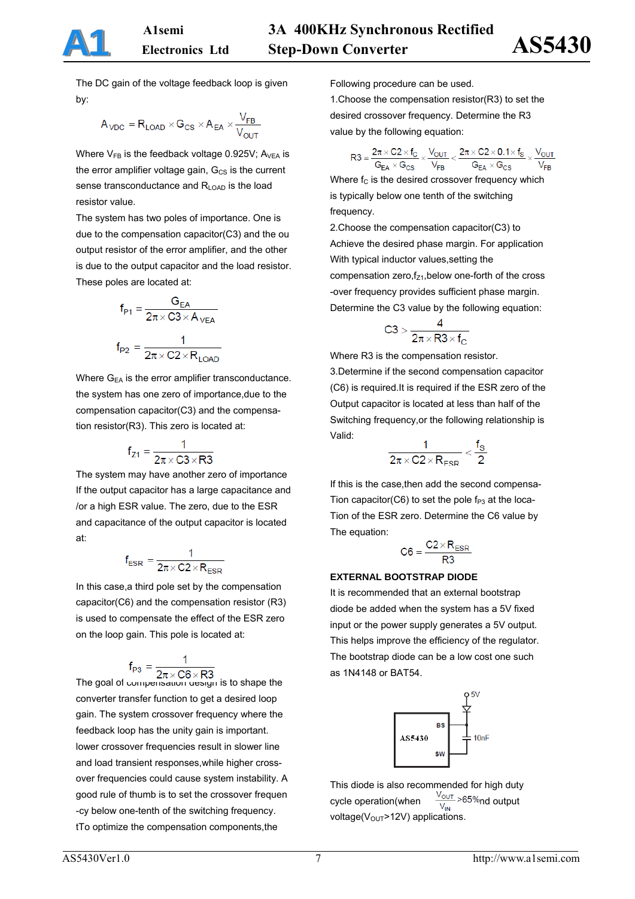The DC gain of the voltage feedback loop is given by:

$$A_{VDC} = R_{LOAD} \times G_{CS} \times A_{EA} \times \frac{V_{FB}}{V_{OUT}}$$

Where $V_{FB}$ is the feedback voltage 0.925V; $A_{VEA}$ is the error amplifier voltage gain, $G_{CS}$ is the current sense transconductance and $R_{LOAD}$ is the load resistor value.

The system has two poles of importance. One is due to the compensation capacitor(C3) and the ou output resistor of the error amplifier, and the other is due to the output capacitor and the load resistor. These poles are located at:

$$f_{P1} = \frac{G_{EA}}{2\pi \times C3 \times A_{VEA}}$$

$$f_{P2} = \frac{1}{2\pi \times C2 \times R_{LOAD}}$$

Where $G_{EA}$ is the error amplifier transconductance. the system has one zero of importance,due to the compensation capacitor(C3) and the compensation resistor(R3). This zero is located at:

$$f_{Z1} = \frac{1}{2\pi \times C3 \times R3}$$

The system may have another zero of importance If the output capacitor has a large capacitance and /or a high ESR value. The zero, due to the ESR and capacitance of the output capacitor is located at:

$$f_{ESR} = \frac{1}{2\pi \times C2 \times R_{ESR}}$$

In this case,a third pole set by the compensation capacitor(C6) and the compensation resistor (R3) is used to compensate the effect of the ESR zero on the loop gain. This pole is located at:

$$f_{P3} = \frac{1}{2\pi \times C6 \times R3}$$

The goal of compensation design is to shape the converter transfer function to get a desired loop gain. The system crossover frequency where the feedback loop has the unity gain is important. lower crossover frequencies result in slower line and load transient responses,while higher crossover frequencies could cause system instability. A good rule of thumb is to set the crossover frequency below one-tenth of the switching frequency. tTo optimize the compensation components,the Following procedure can be used.

1.Choose the compensation resistor(R3) to set the desired crossover frequency. Determine the R3 value by the following equation:

$$R3 = \frac{2\pi \times C2 \times f_C}{G_{EA} \times G_{CS}} \times \frac{V_{OUT}}{V_{FB}} < \frac{2\pi \times C2 \times 0.1 \times f_S}{G_{EA} \times G_{CS}} \times \frac{V_{OUT}}{V_{FB}}$$

Where $f_C$ is the desired crossover frequency which is typically below one tenth of the switching frequency.

2.Choose the compensation capacitor(C3) to Achieve the desired phase margin. For application With typical inductor values,setting the compensation zero,$f_{Z1}$,below one-forth of the cross -over frequency provides sufficient phase margin. Determine the C3 value by the following equation:

$$C3 > \frac{4}{2\pi \times R3 \times f_C}$$

Where R3 is the compensation resistor.

3.Determine if the second compensation capacitor (C6) is required.It is required if the ESR zero of the Output capacitor is located at less than half of the Switching frequency,or the following relationship is Valid:

$$\frac{1}{2\pi \times C2 \times R_{ESR}} < \frac{f_S}{2}$$

If this is the case,then add the second compensation capacitor(C6) to set the pole $f_{P3}$ at the location of the ESR zero. Determine the C6 value by The equation:

$$C6 = \frac{C2 \times R_{ESR}}{R3}$$

**EXTERNAL BOOTSTRAP DIODE**

It is recommended that an external bootstrap diode be added when the system has a 5V fixed input or the power supply generates a 5V output. This helps improve the efficiency of the regulator. The bootstrap diode can be a low cost one such as 1N4148 or BAT54.

5V, AS5430, BS, SW, 10nF

This diode is also recommended for high duty cycle operation(when $\frac{V_{OUT}}{V_{IN}}$ >65%nd output voltage($V_{OUT}$>12V) applications.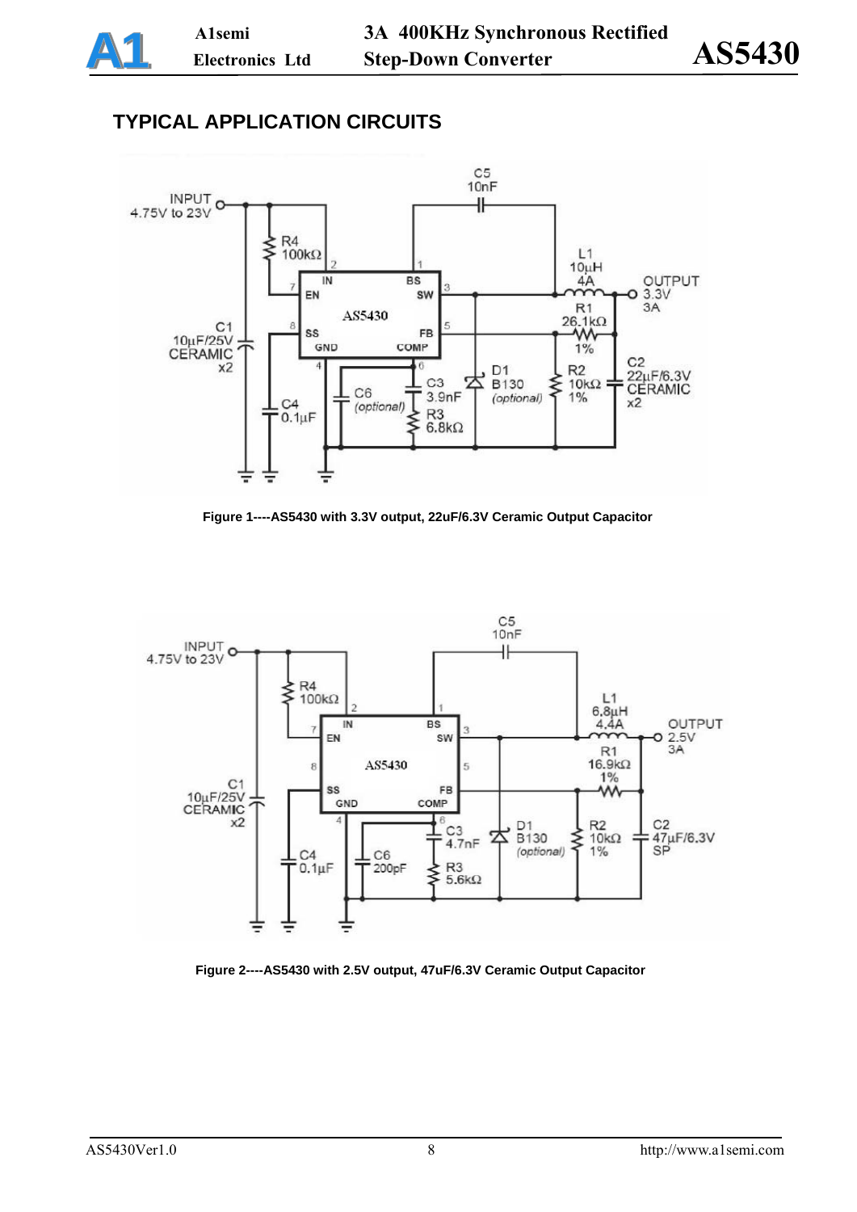## TYPICAL APPLICATION CIRCUITS

Figure 1----AS5430 with 3.3V output, 22uF/6.3V Ceramic Output Capacitor

Figure 2----AS5430 with 2.5V output, 47uF/6.3V Ceramic Output Capacitor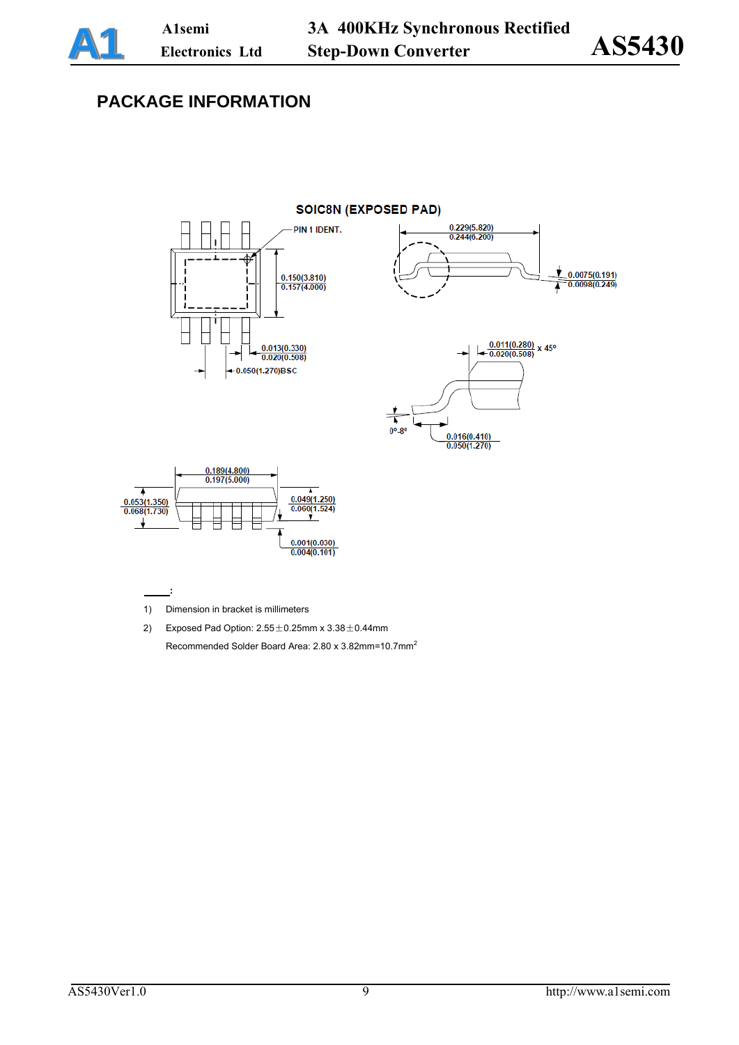## PACKAGE INFORMATION

SOIC8N (EXPOSED PAD)

PIN 1 IDENT.

0.229(5.820)
0.244(6.200)

0.150(3.810)
0.157(4.000)

0.0075(0.191)
0.0098(0.249)

0.013(0.330)
0.020(0.508)

0.050(1.270)BSC

0.011(0.280)
0.020(0.508) x 45°

0°-8°

0.016(0.410)
0.050(1.270)

0.189(4.800)
0.197(5.000)

0.053(1.350)
0.068(1.730)

0.049(1.250)
0.060(1.524)

0.001(0.030)
0.004(0.101)

:

1) Dimension in bracket is millimeters

2) Exposed Pad Option: 2.55±0.25mm x 3.38±0.44mm

Recommended Solder Board Area: 2.80 x 3.82mm=10.7mm$^2$